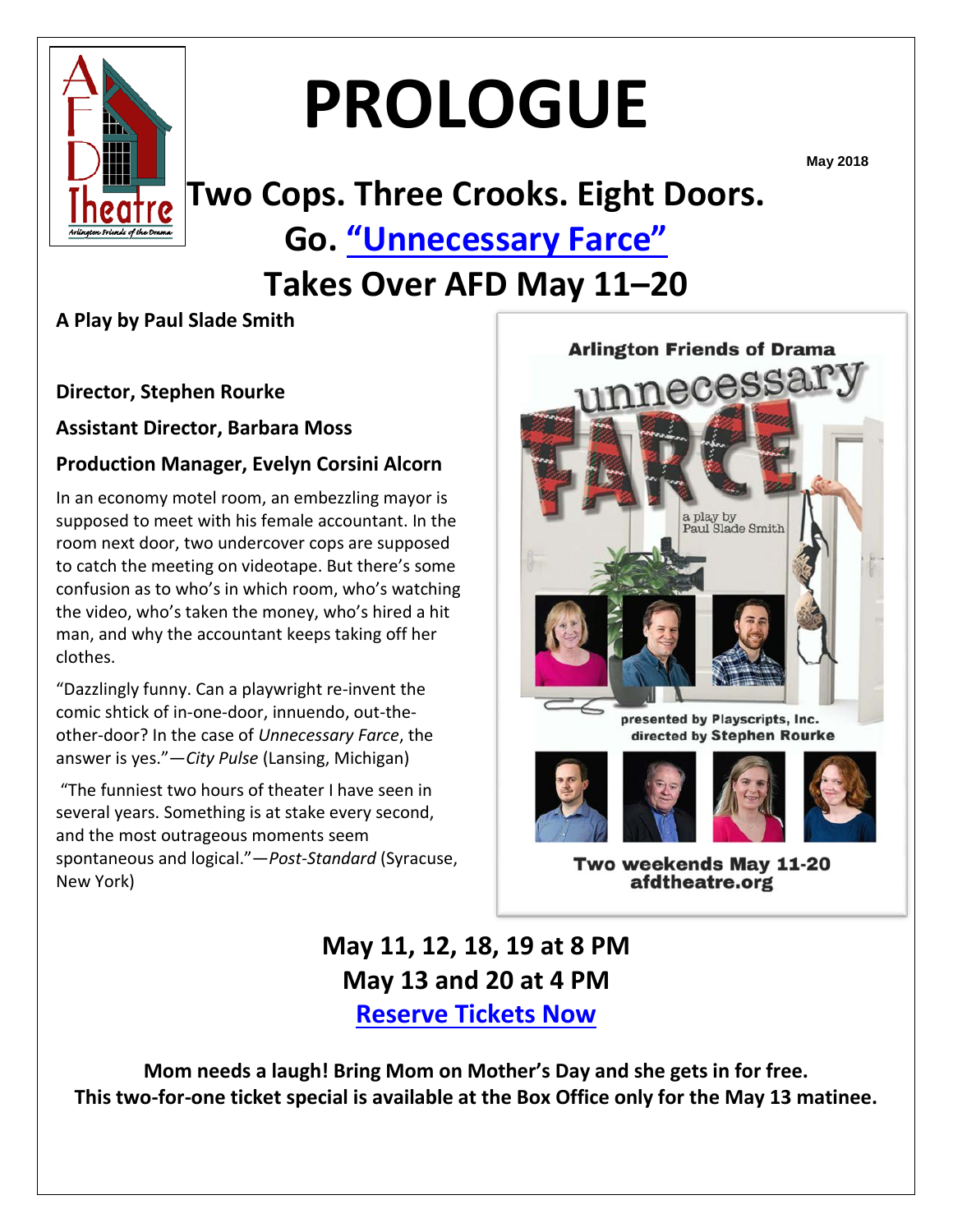# PROLOGUE

May 2018

## Two Cops. Three Crooks. Eight Doors. Go. "Unnecessary Farce" Takes Over AFD May 11–20

**A Play by Paul Slade Smith**

**Director, Stephen Rourke**

**Assistant Director, Barbara Moss**

**Production Manager, Evelyn Corsini Alcorn**

In an economy motel room, an embezzling mayor is supposed to meet with his female accountant. In the room next door, two undercover cops are supposed to catch the meeting on videotape. But there's some confusion as to who's in which room, who's watching the video, who's taken the money, who's hired a hit man, and why the accountant keeps taking off her clothes.

"Dazzlingly funny. Can a playwright re-invent the comic shtick of in-one-door, innuendo, out-the-other-door? In the case of *Unnecessary Farce*, the answer is yes."—*City Pulse* (Lansing, Michigan)

"The funniest two hours of theater I have seen in several years. Something is at stake every second, and the most outrageous moments seem spontaneous and logical."—*Post-Standard* (Syracuse, New York)

Arlington Friends of Drama

unnecessary FARCE

a play by Paul Slade Smith

presented by Playscripts, Inc.
directed by Stephen Rourke

Two weekends May 11-20
afdtheatre.org

**May 11, 12, 18, 19 at 8 PM**
**May 13 and 20 at 4 PM**
**Reserve Tickets Now**

**Mom needs a laugh! Bring Mom on Mother's Day and she gets in for free.**
**This two-for-one ticket special is available at the Box Office only for the May 13 matinee.**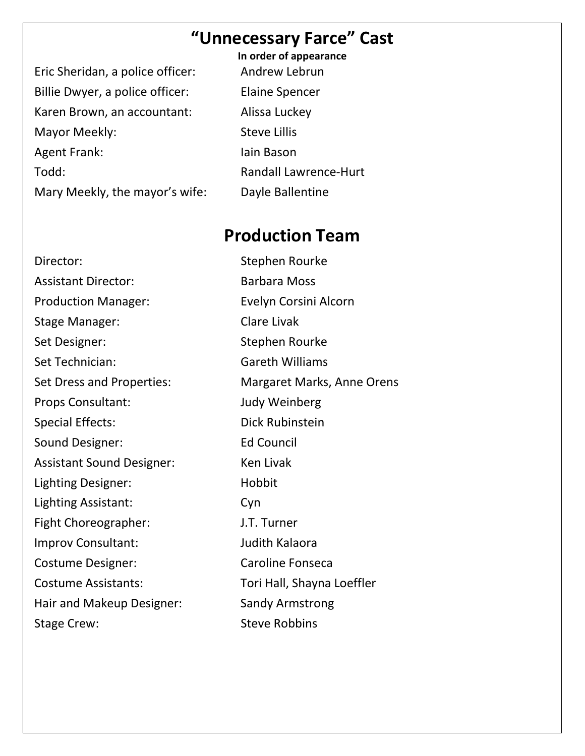# "Unnecessary Farce" Cast

**In order of appearance**

| Role | Actor |
| --- | --- |
| Eric Sheridan, a police officer: | Andrew Lebrun |
| Billie Dwyer, a police officer: | Elaine Spencer |
| Karen Brown, an accountant: | Alissa Luckey |
| Mayor Meekly: | Steve Lillis |
| Agent Frank: | Iain Bason |
| Todd: | Randall Lawrence-Hurt |
| Mary Meekly, the mayor's wife: | Dayle Ballentine |

# Production Team

| Role | Name |
| --- | --- |
| Director: | Stephen Rourke |
| Assistant Director: | Barbara Moss |
| Production Manager: | Evelyn Corsini Alcorn |
| Stage Manager: | Clare Livak |
| Set Designer: | Stephen Rourke |
| Set Technician: | Gareth Williams |
| Set Dress and Properties: | Margaret Marks, Anne Orens |
| Props Consultant: | Judy Weinberg |
| Special Effects: | Dick Rubinstein |
| Sound Designer: | Ed Council |
| Assistant Sound Designer: | Ken Livak |
| Lighting Designer: | Hobbit |
| Lighting Assistant: | Cyn |
| Fight Choreographer: | J.T. Turner |
| Improv Consultant: | Judith Kalaora |
| Costume Designer: | Caroline Fonseca |
| Costume Assistants: | Tori Hall, Shayna Loeffler |
| Hair and Makeup Designer: | Sandy Armstrong |
| Stage Crew: | Steve Robbins |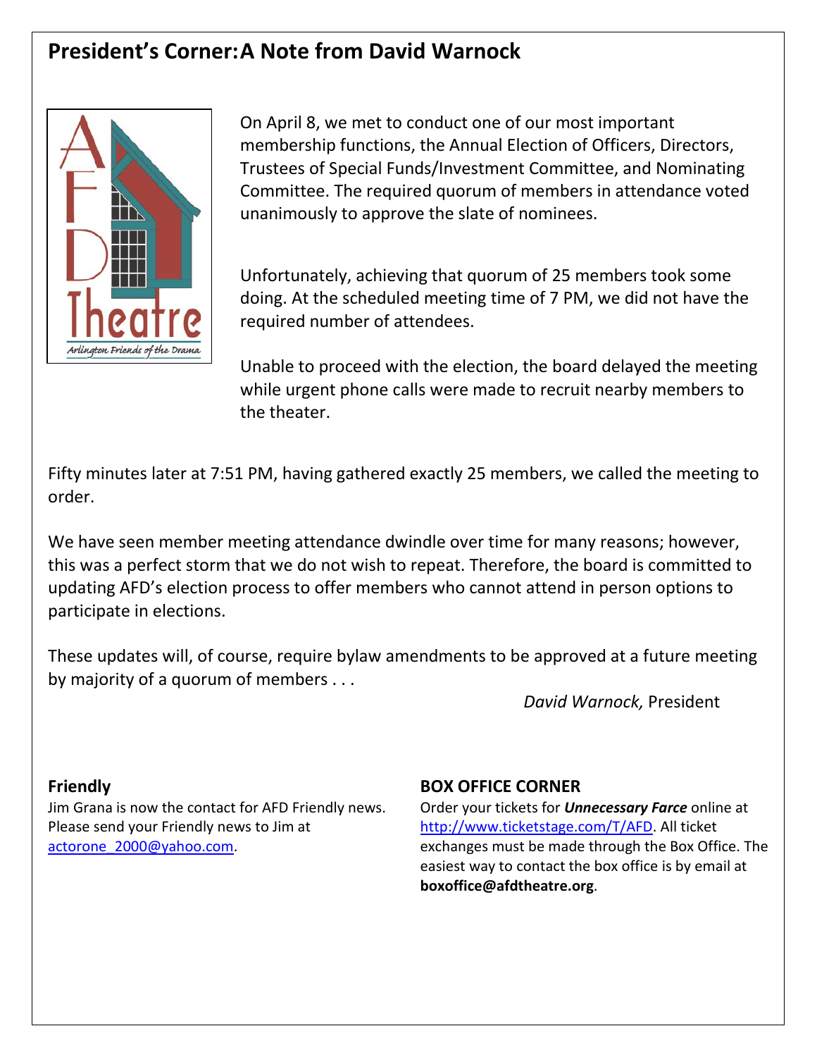## President's Corner: A Note from David Warnock

On April 8, we met to conduct one of our most important membership functions, the Annual Election of Officers, Directors, Trustees of Special Funds/Investment Committee, and Nominating Committee. The required quorum of members in attendance voted unanimously to approve the slate of nominees.

Unfortunately, achieving that quorum of 25 members took some doing. At the scheduled meeting time of 7 PM, we did not have the required number of attendees.

Unable to proceed with the election, the board delayed the meeting while urgent phone calls were made to recruit nearby members to the theater.

Fifty minutes later at 7:51 PM, having gathered exactly 25 members, we called the meeting to order.

We have seen member meeting attendance dwindle over time for many reasons; however, this was a perfect storm that we do not wish to repeat. Therefore, the board is committed to updating AFD's election process to offer members who cannot attend in person options to participate in elections.

These updates will, of course, require bylaw amendments to be approved at a future meeting by majority of a quorum of members . . .

*David Warnock,* President

### Friendly

Jim Grana is now the contact for AFD Friendly news. Please send your Friendly news to Jim at actorone_2000@yahoo.com.

### BOX OFFICE CORNER

Order your tickets for ***Unnecessary Farce*** online at http://www.ticketstage.com/T/AFD. All ticket exchanges must be made through the Box Office. The easiest way to contact the box office is by email at **boxoffice@afdtheatre.org**.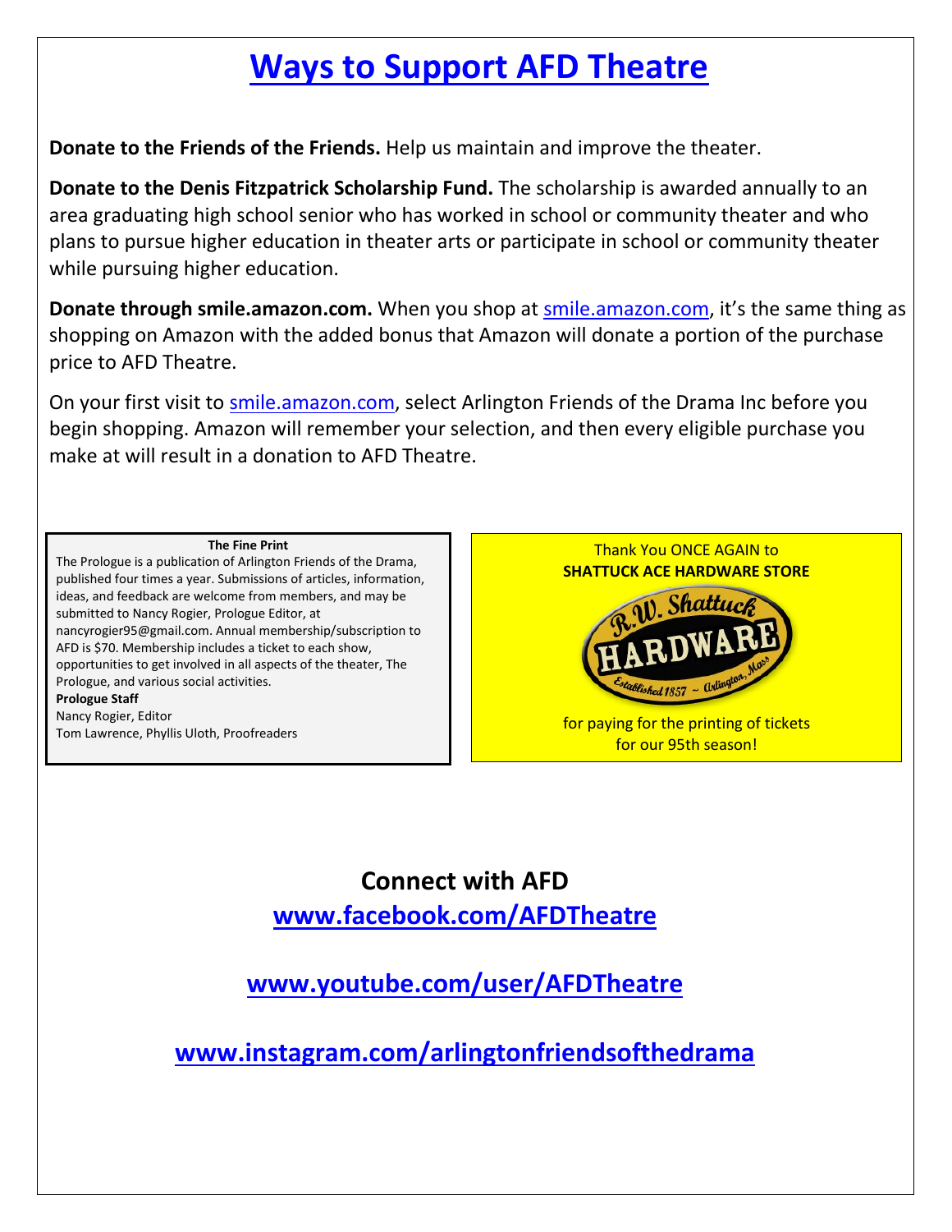# Ways to Support AFD Theatre

**Donate to the Friends of the Friends.** Help us maintain and improve the theater.

**Donate to the Denis Fitzpatrick Scholarship Fund.** The scholarship is awarded annually to an area graduating high school senior who has worked in school or community theater and who plans to pursue higher education in theater arts or participate in school or community theater while pursuing higher education.

**Donate through smile.amazon.com.** When you shop at smile.amazon.com, it's the same thing as shopping on Amazon with the added bonus that Amazon will donate a portion of the purchase price to AFD Theatre.

On your first visit to smile.amazon.com, select Arlington Friends of the Drama Inc before you begin shopping. Amazon will remember your selection, and then every eligible purchase you make at will result in a donation to AFD Theatre.

**The Fine Print**

The Prologue is a publication of Arlington Friends of the Drama, published four times a year. Submissions of articles, information, ideas, and feedback are welcome from members, and may be submitted to Nancy Rogier, Prologue Editor, at nancyrogier95@gmail.com. Annual membership/subscription to AFD is $70. Membership includes a ticket to each show, opportunities to get involved in all aspects of the theater, The Prologue, and various social activities.

**Prologue Staff**

Nancy Rogier, Editor

Tom Lawrence, Phyllis Uloth, Proofreaders

Thank You ONCE AGAIN to

**SHATTUCK ACE HARDWARE STORE**

R.W. Shattuck HARDWARE Established 1857 ~ Arlington, Mass

for paying for the printing of tickets for our 95th season!

## Connect with AFD

**www.facebook.com/AFDTheatre**

**www.youtube.com/user/AFDTheatre**

**www.instagram.com/arlingtonfriendsofthedrama**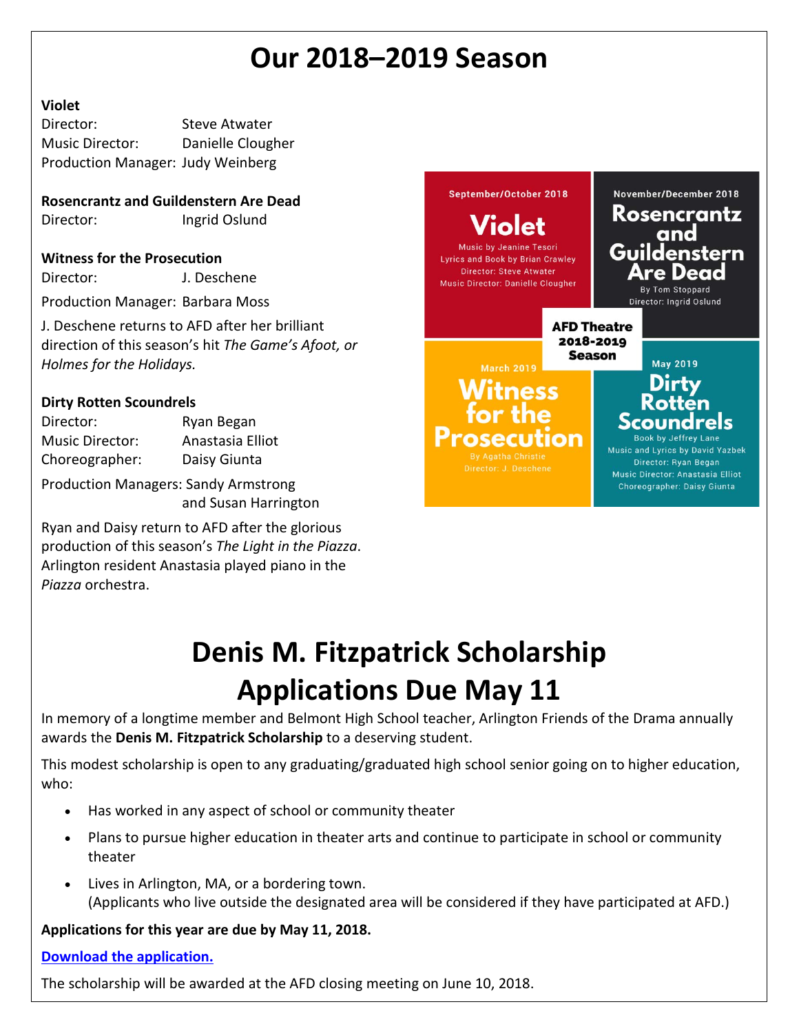# Our 2018–2019 Season

**Violet**

Director: Steve Atwater
Music Director: Danielle Clougher
Production Manager: Judy Weinberg

**Rosencrantz and Guildenstern Are Dead**

Director: Ingrid Oslund

**Witness for the Prosecution**

Director: J. Deschene

Production Manager: Barbara Moss

J. Deschene returns to AFD after her brilliant direction of this season's hit *The Game's Afoot, or Holmes for the Holidays.*

**Dirty Rotten Scoundrels**

Director: Ryan Began
Music Director: Anastasia Elliot
Choreographer: Daisy Giunta

Production Managers: Sandy Armstrong and Susan Harrington

Ryan and Daisy return to AFD after the glorious production of this season's *The Light in the Piazza*. Arlington resident Anastasia played piano in the *Piazza* orchestra.

September/October 2018
**Violet**
Music by Jeanine Tesori
Lyrics and Book by Brian Crawley
Director: Steve Atwater
Music Director: Danielle Clougher

November/December 2018
**Rosencrantz and Guildenstern Are Dead**
By Tom Stoppard
Director: Ingrid Oslund

**AFD Theatre 2018-2019 Season**

March 2019
**Witness for the Prosecution**
By Agatha Christie
Director: J. Deschene

May 2019
**Dirty Rotten Scoundrels**
Book by Jeffrey Lane
Music and Lyrics by David Yazbek
Director: Ryan Began
Music Director: Anastasia Elliot
Choreographer: Daisy Giunta

# Denis M. Fitzpatrick Scholarship Applications Due May 11

In memory of a longtime member and Belmont High School teacher, Arlington Friends of the Drama annually awards the **Denis M. Fitzpatrick Scholarship** to a deserving student.

This modest scholarship is open to any graduating/graduated high school senior going on to higher education, who:

- Has worked in any aspect of school or community theater
- Plans to pursue higher education in theater arts and continue to participate in school or community theater
- Lives in Arlington, MA, or a bordering town.
  (Applicants who live outside the designated area will be considered if they have participated at AFD.)

**Applications for this year are due by May 11, 2018.**

**Download the application.**

The scholarship will be awarded at the AFD closing meeting on June 10, 2018.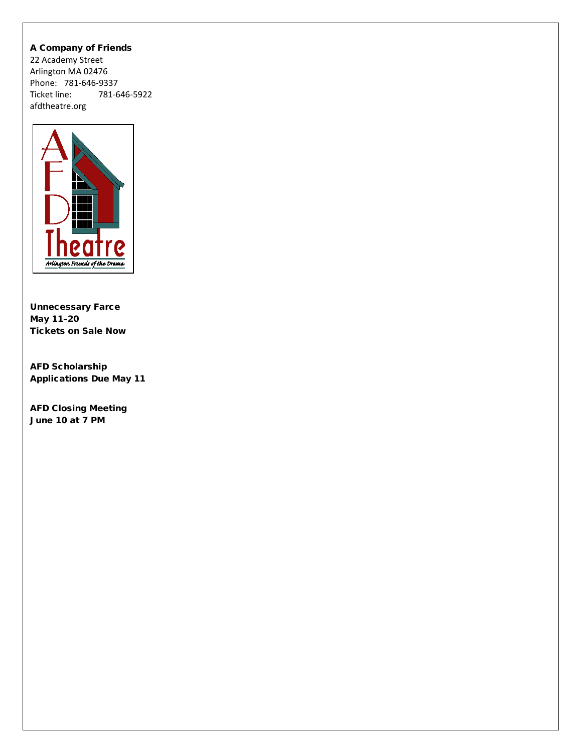**A Company of Friends**
22 Academy Street
Arlington MA 02476
Phone: 781-646-9337
Ticket line: 781-646-5922
afdtheatre.org

**Unnecessary Farce**
**May 11–20**
**Tickets on Sale Now**

**AFD Scholarship**
**Applications Due May 11**

**AFD Closing Meeting**
**June 10 at 7 PM**